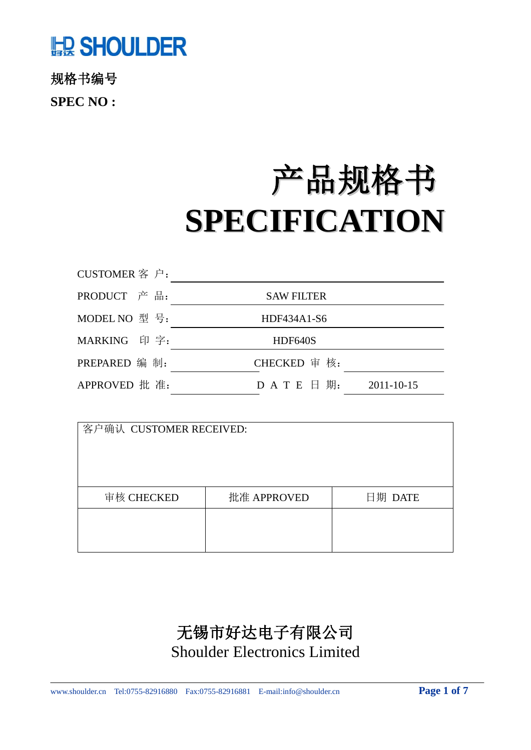HD SHOULDER

规格书编号

**SPEC NO :**

# 产品规格书

# SPECIFICATION

| | | | |
|---|---|---|---|
| CUSTOMER 客 户： | | | |
| PRODUCT 产 品： | SAW FILTER | | |
| MODEL NO 型 号： | HDF434A1-S6 | | |
| MARKING 印 字： | HDF640S | | |
| PREPARED 编 制： | | CHECKED 审 核： | |
| APPROVED 批 准： | | D A T E 日 期： | 2011-10-15 |

| 客户确认 CUSTOMER RECEIVED: | | |
|---|---|---|
| 审核 CHECKED | 批准 APPROVED | 日期 DATE |
| | | |

无锡市好达电子有限公司

Shoulder Electronics Limited

www.shoulder.cn Tel:0755-82916880 Fax:0755-82916881 E-mail:info@shoulder.cn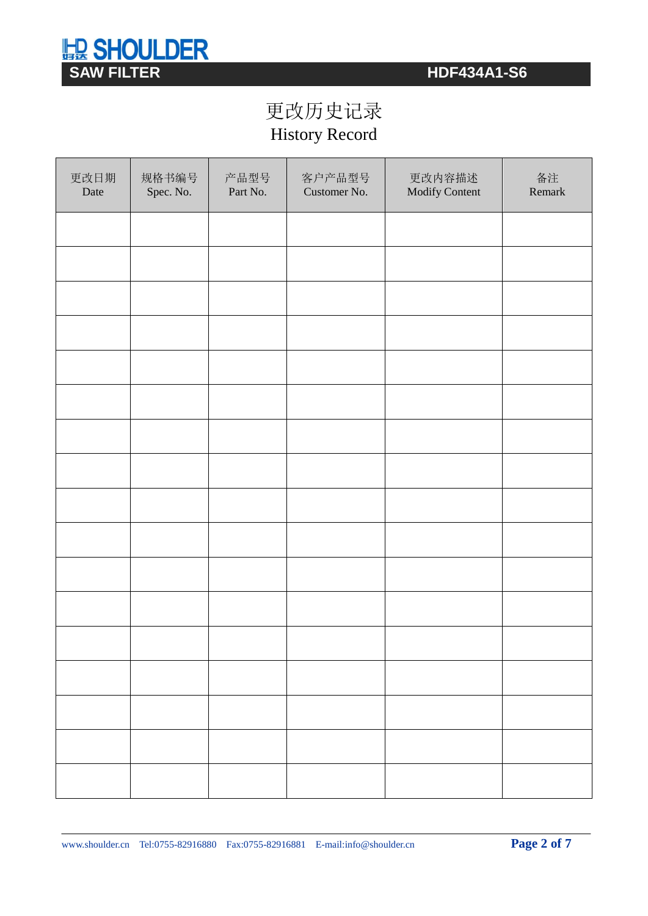# 更改历史记录
# History Record

| 更改日期<br>Date | 规格书编号<br>Spec. No. | 产品型号<br>Part No. | 客户产品型号<br>Customer No. | 更改内容描述<br>Modify Content | 备注<br>Remark |
|---|---|---|---|---|---|
| | | | | | |
| | | | | | |
| | | | | | |
| | | | | | |
| | | | | | |
| | | | | | |
| | | | | | |
| | | | | | |
| | | | | | |
| | | | | | |
| | | | | | |
| | | | | | |
| | | | | | |
| | | | | | |
| | | | | | |
| | | | | | |
| | | | | | |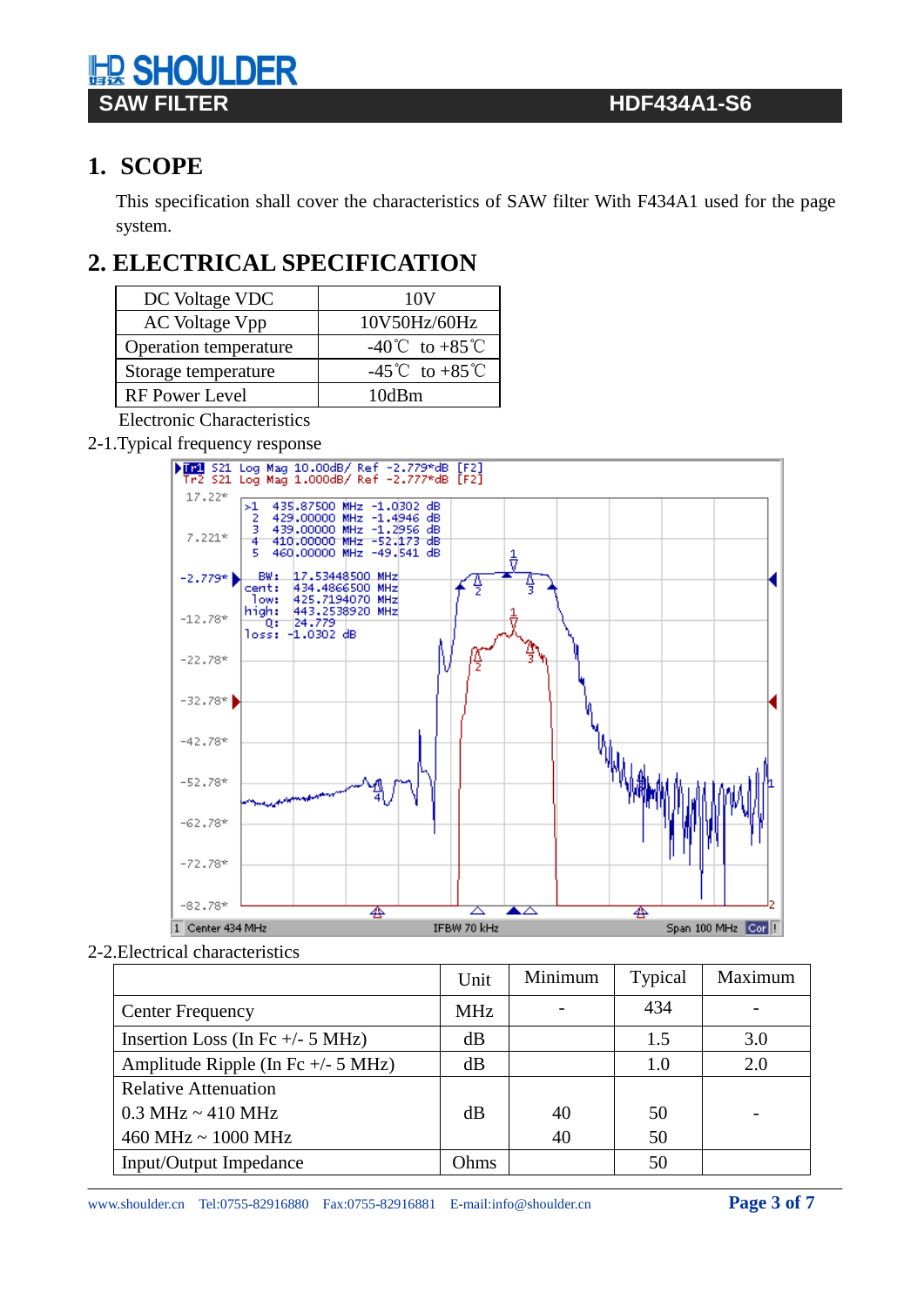## 1. SCOPE

This specification shall cover the characteristics of SAW filter With F434A1 used for the page system.

## 2. ELECTRICAL SPECIFICATION

| DC Voltage VDC | 10V |
|---|---|
| AC Voltage Vpp | 10V50Hz/60Hz |
| Operation temperature | -40℃ to +85℃ |
| Storage temperature | -45℃ to +85℃ |
| RF Power Level | 10dBm |

Electronic Characteristics

2-1.Typical frequency response

2-2.Electrical characteristics

| | Unit | Minimum | Typical | Maximum |
|---|---|---|---|---|
| Center Frequency | MHz | - | 434 | - |
| Insertion Loss (In Fc +/- 5 MHz) | dB | | 1.5 | 3.0 |
| Amplitude Ripple (In Fc +/- 5 MHz) | dB | | 1.0 | 2.0 |
| Relative Attenuation<br>0.3 MHz ~ 410 MHz<br>460 MHz ~ 1000 MHz | dB | <br>40<br>40 | <br>50<br>50 | - |
| Input/Output Impedance | Ohms | | 50 | |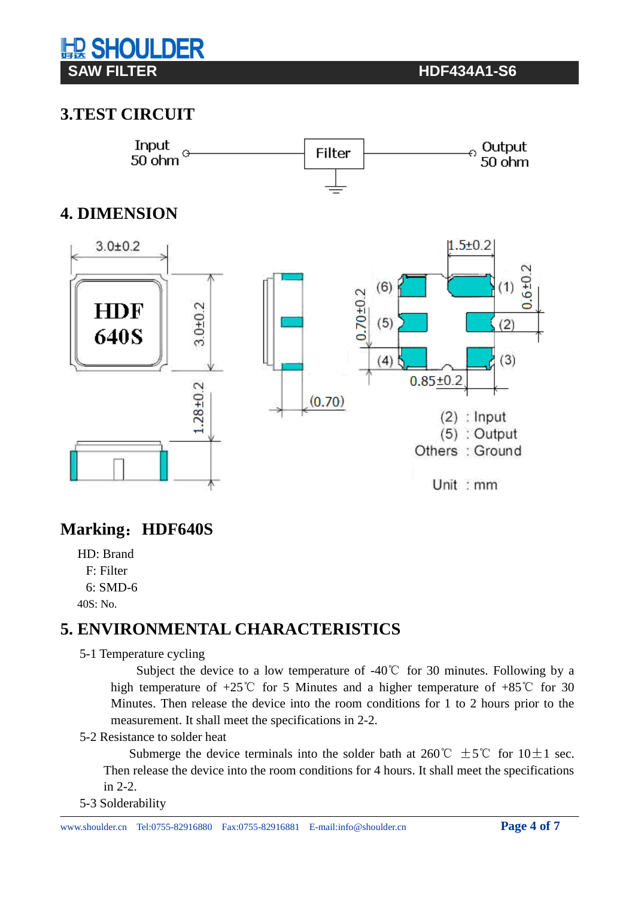## 3.TEST CIRCUIT

Input 50 ohm — Filter — Output 50 ohm

## 4. DIMENSION

(2) : Input
(5) : Output
Others : Ground

Unit : mm

## Marking：HDF640S

HD: Brand
F: Filter
6: SMD-6
40S: No.

## 5. ENVIRONMENTAL CHARACTERISTICS

5-1 Temperature cycling

Subject the device to a low temperature of -40℃ for 30 minutes. Following by a high temperature of +25℃ for 5 Minutes and a higher temperature of +85℃ for 30 Minutes. Then release the device into the room conditions for 1 to 2 hours prior to the measurement. It shall meet the specifications in 2-2.

5-2 Resistance to solder heat

Submerge the device terminals into the solder bath at 260℃ ±5℃ for 10±1 sec. Then release the device into the room conditions for 4 hours. It shall meet the specifications in 2-2.

5-3 Solderability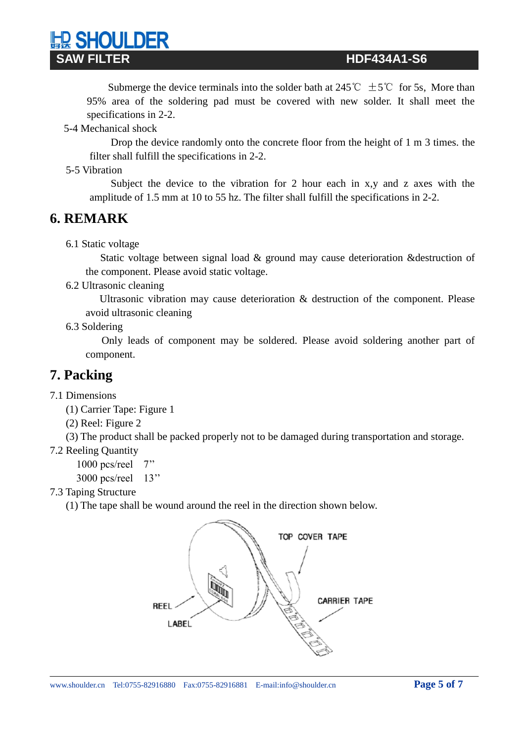Submerge the device terminals into the solder bath at 245℃ ±5℃ for 5s, More than 95% area of the soldering pad must be covered with new solder. It shall meet the specifications in 2-2.

5-4 Mechanical shock

Drop the device randomly onto the concrete floor from the height of 1 m 3 times. the filter shall fulfill the specifications in 2-2.

5-5 Vibration

Subject the device to the vibration for 2 hour each in x,y and z axes with the amplitude of 1.5 mm at 10 to 55 hz. The filter shall fulfill the specifications in 2-2.

# 6. REMARK

6.1 Static voltage

Static voltage between signal load & ground may cause deterioration &destruction of the component. Please avoid static voltage.

6.2 Ultrasonic cleaning

Ultrasonic vibration may cause deterioration & destruction of the component. Please avoid ultrasonic cleaning

6.3 Soldering

Only leads of component may be soldered. Please avoid soldering another part of component.

# 7. Packing

7.1 Dimensions

(1) Carrier Tape: Figure 1

(2) Reel: Figure 2

(3) The product shall be packed properly not to be damaged during transportation and storage.

7.2 Reeling Quantity

1000 pcs/reel 7”

3000 pcs/reel 13”

7.3 Taping Structure

(1) The tape shall be wound around the reel in the direction shown below.

TOP COVER TAPE

REEL

CARRIER TAPE

LABEL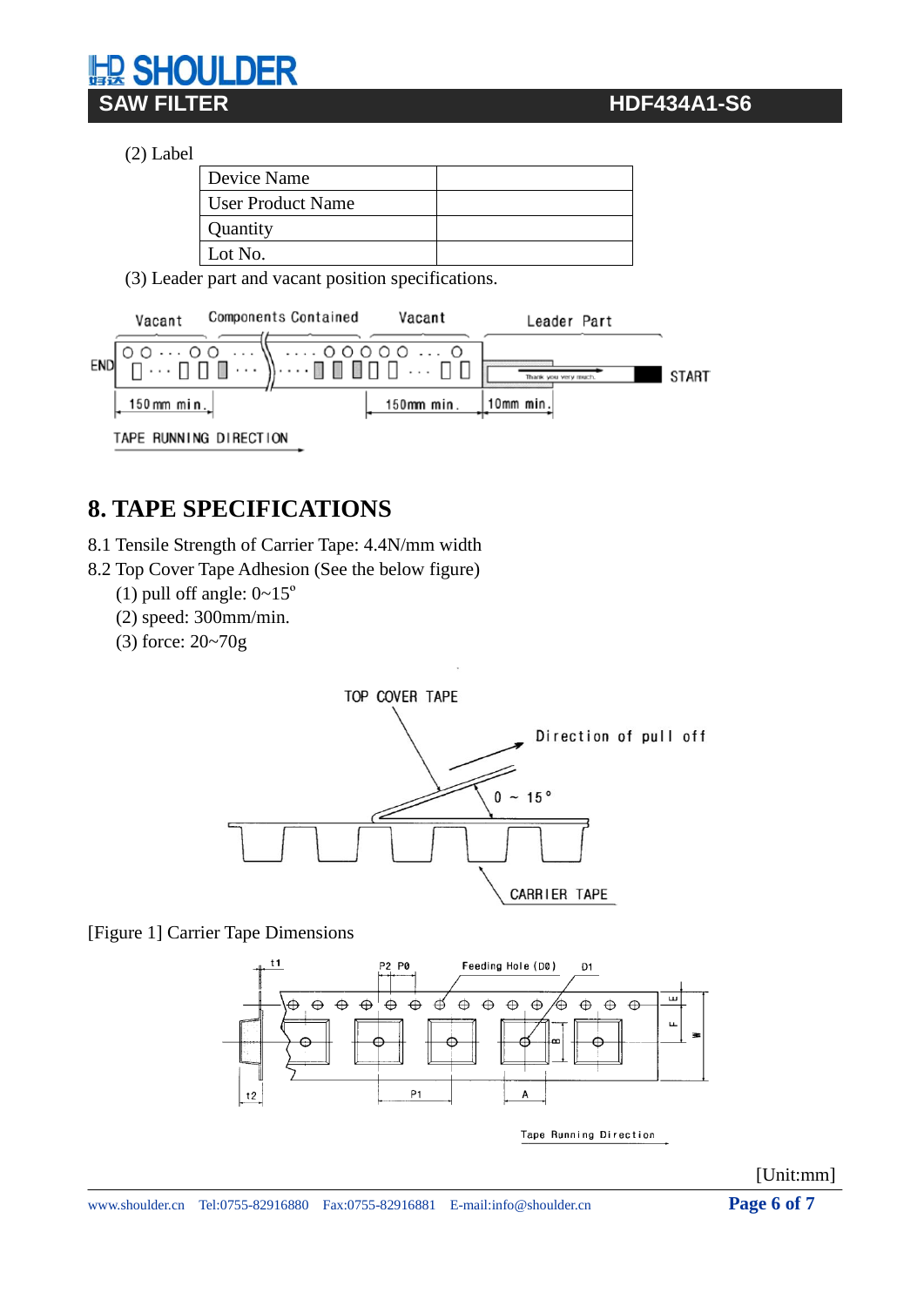(2) Label

| Device Name | |
|---|---|
| User Product Name | |
| Quantity | |
| Lot No. | |

(3) Leader part and vacant position specifications.

## 8. TAPE SPECIFICATIONS

8.1 Tensile Strength of Carrier Tape: 4.4N/mm width

8.2 Top Cover Tape Adhesion (See the below figure)

(1) pull off angle: 0~15º

(2) speed: 300mm/min.

(3) force: 20~70g

[Figure 1] Carrier Tape Dimensions

[Unit:mm]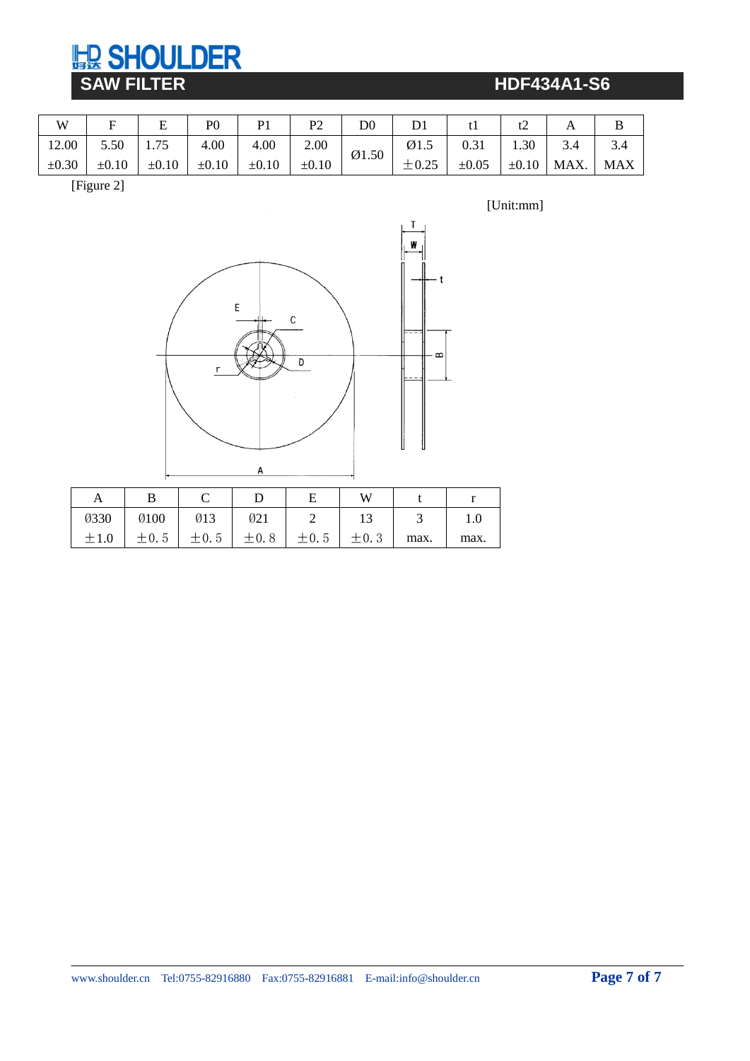| W | F | E | P0 | P1 | P2 | D0 | D1 | t1 | t2 | A | B |
|---|---|---|---|---|---|---|---|---|---|---|---|
| 12.00 ±0.30 | 5.50 ±0.10 | 1.75 ±0.10 | 4.00 ±0.10 | 4.00 ±0.10 | 2.00 ±0.10 | Ø1.50 | Ø1.5 ±0.25 | 0.31 ±0.05 | 1.30 ±0.10 | 3.4 MAX. | 3.4 MAX |

[Figure 2]

[Unit:mm]

T
W
t
E
C
D
r
B
A

| A | B | C | D | E | W | t | r |
|---|---|---|---|---|---|---|---|
| Ø330 ±1.0 | Ø100 ±0.5 | Ø13 ±0.5 | Ø21 ±0.8 | 2 ±0.5 | 13 ±0.3 | 3 max. | 1.0 max. |

www.shoulder.cn Tel:0755-82916880 Fax:0755-82916881 E-mail:info@shoulder.cn